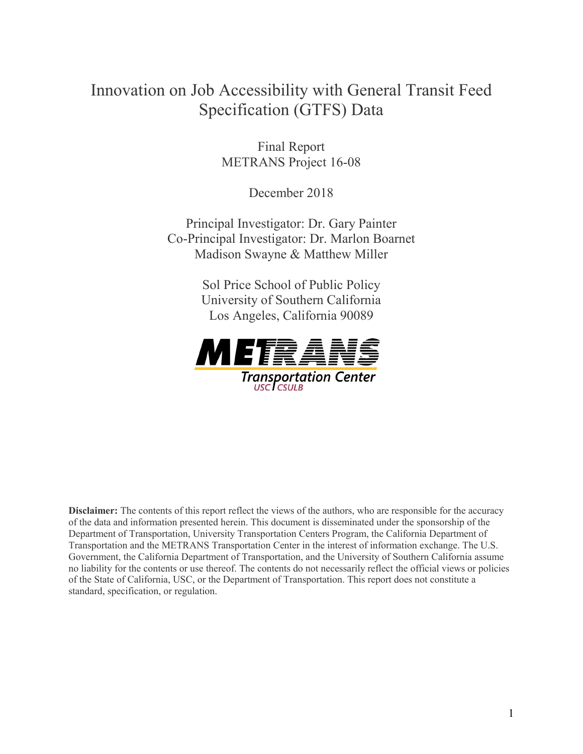# Innovation on Job Accessibility with General Transit Feed Specification (GTFS) Data

Final Report
METRANS Project 16-08

December 2018

Principal Investigator: Dr. Gary Painter
Co-Principal Investigator: Dr. Marlon Boarnet
Madison Swayne & Matthew Miller

Sol Price School of Public Policy
University of Southern California
Los Angeles, California 90089

METRANS Transportation Center
USC | CSULB

**Disclaimer:** The contents of this report reflect the views of the authors, who are responsible for the accuracy of the data and information presented herein. This document is disseminated under the sponsorship of the Department of Transportation, University Transportation Centers Program, the California Department of Transportation and the METRANS Transportation Center in the interest of information exchange. The U.S. Government, the California Department of Transportation, and the University of Southern California assume no liability for the contents or use thereof. The contents do not necessarily reflect the official views or policies of the State of California, USC, or the Department of Transportation. This report does not constitute a standard, specification, or regulation.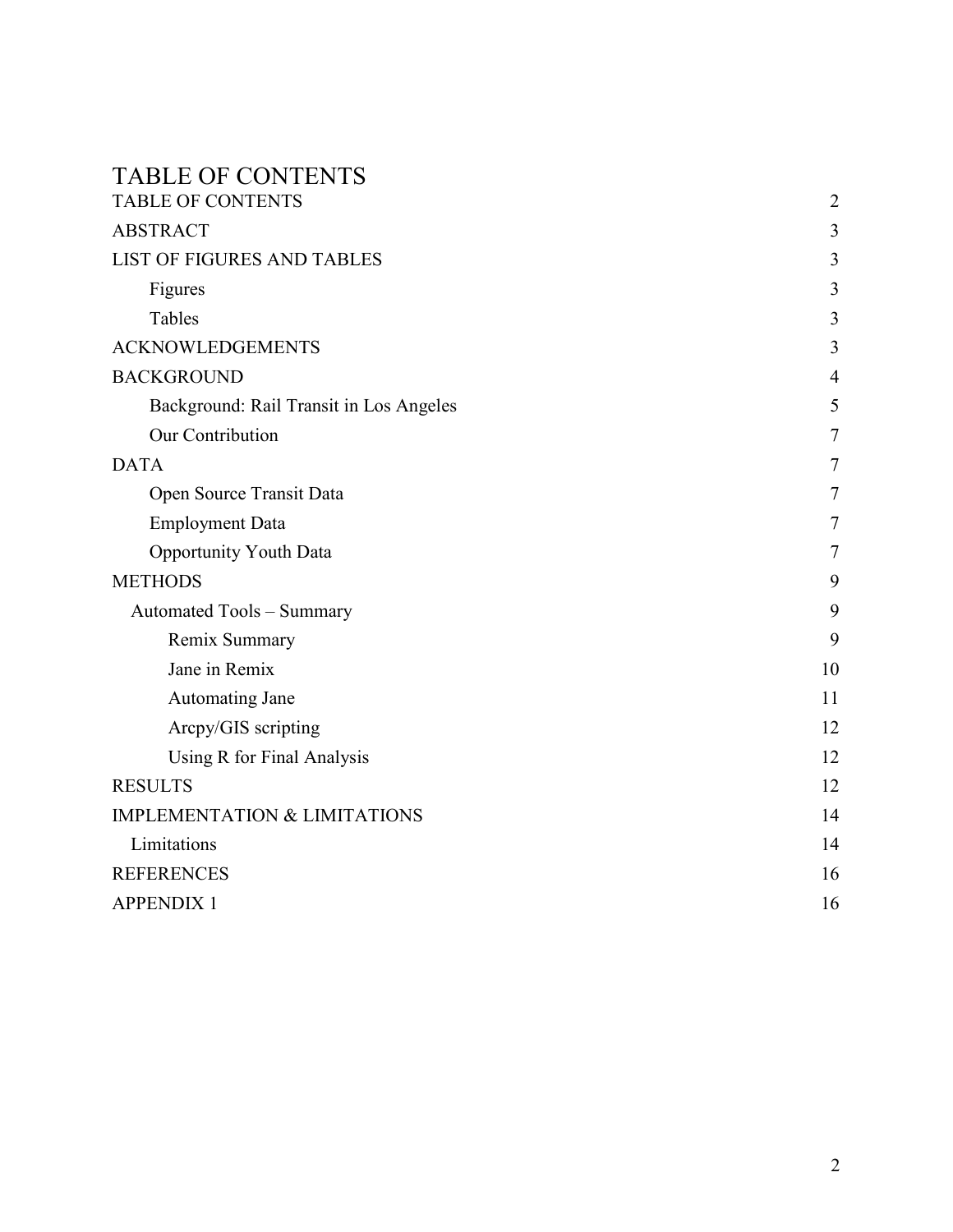# TABLE OF CONTENTS

| | |
|---|---|
| TABLE OF CONTENTS | 2 |
| ABSTRACT | 3 |
| LIST OF FIGURES AND TABLES | 3 |
| &nbsp;&nbsp;&nbsp;&nbsp;Figures | 3 |
| &nbsp;&nbsp;&nbsp;&nbsp;Tables | 3 |
| ACKNOWLEDGEMENTS | 3 |
| BACKGROUND | 4 |
| &nbsp;&nbsp;&nbsp;&nbsp;Background: Rail Transit in Los Angeles | 5 |
| &nbsp;&nbsp;&nbsp;&nbsp;Our Contribution | 7 |
| DATA | 7 |
| &nbsp;&nbsp;&nbsp;&nbsp;Open Source Transit Data | 7 |
| &nbsp;&nbsp;&nbsp;&nbsp;Employment Data | 7 |
| &nbsp;&nbsp;&nbsp;&nbsp;Opportunity Youth Data | 7 |
| METHODS | 9 |
| &nbsp;&nbsp;Automated Tools – Summary | 9 |
| &nbsp;&nbsp;&nbsp;&nbsp;&nbsp;&nbsp;Remix Summary | 9 |
| &nbsp;&nbsp;&nbsp;&nbsp;&nbsp;&nbsp;Jane in Remix | 10 |
| &nbsp;&nbsp;&nbsp;&nbsp;&nbsp;&nbsp;Automating Jane | 11 |
| &nbsp;&nbsp;&nbsp;&nbsp;&nbsp;&nbsp;Arcpy/GIS scripting | 12 |
| &nbsp;&nbsp;&nbsp;&nbsp;&nbsp;&nbsp;Using R for Final Analysis | 12 |
| RESULTS | 12 |
| IMPLEMENTATION & LIMITATIONS | 14 |
| &nbsp;&nbsp;Limitations | 14 |
| REFERENCES | 16 |
| APPENDIX 1 | 16 |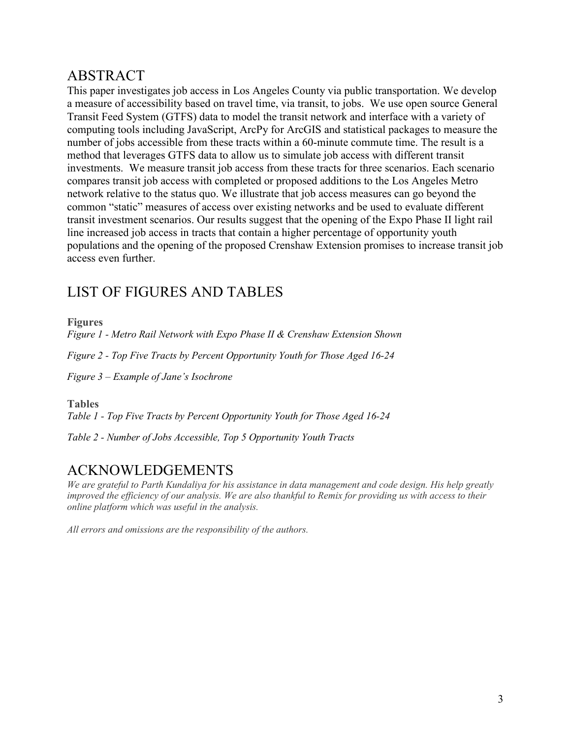## ABSTRACT

This paper investigates job access in Los Angeles County via public transportation. We develop a measure of accessibility based on travel time, via transit, to jobs. We use open source General Transit Feed System (GTFS) data to model the transit network and interface with a variety of computing tools including JavaScript, ArcPy for ArcGIS and statistical packages to measure the number of jobs accessible from these tracts within a 60-minute commute time. The result is a method that leverages GTFS data to allow us to simulate job access with different transit investments. We measure transit job access from these tracts for three scenarios. Each scenario compares transit job access with completed or proposed additions to the Los Angeles Metro network relative to the status quo. We illustrate that job access measures can go beyond the common "static" measures of access over existing networks and be used to evaluate different transit investment scenarios. Our results suggest that the opening of the Expo Phase II light rail line increased job access in tracts that contain a higher percentage of opportunity youth populations and the opening of the proposed Crenshaw Extension promises to increase transit job access even further.

## LIST OF FIGURES AND TABLES

**Figures**

*Figure 1 - Metro Rail Network with Expo Phase II & Crenshaw Extension Shown*

*Figure 2 - Top Five Tracts by Percent Opportunity Youth for Those Aged 16-24*

*Figure 3 – Example of Jane's Isochrone*

**Tables**

*Table 1 - Top Five Tracts by Percent Opportunity Youth for Those Aged 16-24*

*Table 2 - Number of Jobs Accessible, Top 5 Opportunity Youth Tracts*

## ACKNOWLEDGEMENTS

*We are grateful to Parth Kundaliya for his assistance in data management and code design. His help greatly improved the efficiency of our analysis. We are also thankful to Remix for providing us with access to their online platform which was useful in the analysis.*

*All errors and omissions are the responsibility of the authors.*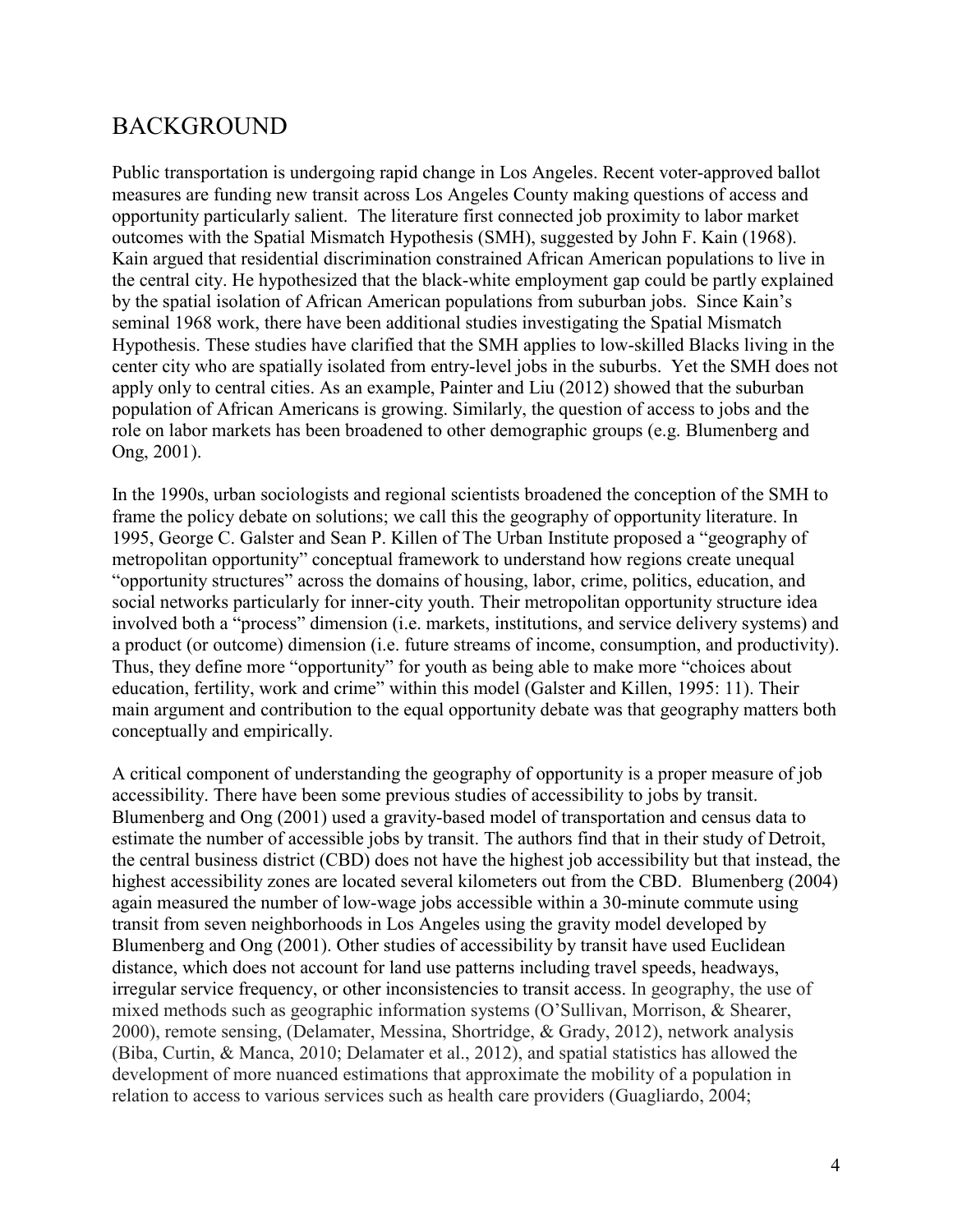## BACKGROUND

Public transportation is undergoing rapid change in Los Angeles. Recent voter-approved ballot measures are funding new transit across Los Angeles County making questions of access and opportunity particularly salient. The literature first connected job proximity to labor market outcomes with the Spatial Mismatch Hypothesis (SMH), suggested by John F. Kain (1968). Kain argued that residential discrimination constrained African American populations to live in the central city. He hypothesized that the black-white employment gap could be partly explained by the spatial isolation of African American populations from suburban jobs. Since Kain's seminal 1968 work, there have been additional studies investigating the Spatial Mismatch Hypothesis. These studies have clarified that the SMH applies to low-skilled Blacks living in the center city who are spatially isolated from entry-level jobs in the suburbs. Yet the SMH does not apply only to central cities. As an example, Painter and Liu (2012) showed that the suburban population of African Americans is growing. Similarly, the question of access to jobs and the role on labor markets has been broadened to other demographic groups (e.g. Blumenberg and Ong, 2001).

In the 1990s, urban sociologists and regional scientists broadened the conception of the SMH to frame the policy debate on solutions; we call this the geography of opportunity literature. In 1995, George C. Galster and Sean P. Killen of The Urban Institute proposed a "geography of metropolitan opportunity" conceptual framework to understand how regions create unequal "opportunity structures" across the domains of housing, labor, crime, politics, education, and social networks particularly for inner-city youth. Their metropolitan opportunity structure idea involved both a "process" dimension (i.e. markets, institutions, and service delivery systems) and a product (or outcome) dimension (i.e. future streams of income, consumption, and productivity). Thus, they define more "opportunity" for youth as being able to make more "choices about education, fertility, work and crime" within this model (Galster and Killen, 1995: 11). Their main argument and contribution to the equal opportunity debate was that geography matters both conceptually and empirically.

A critical component of understanding the geography of opportunity is a proper measure of job accessibility. There have been some previous studies of accessibility to jobs by transit. Blumenberg and Ong (2001) used a gravity-based model of transportation and census data to estimate the number of accessible jobs by transit. The authors find that in their study of Detroit, the central business district (CBD) does not have the highest job accessibility but that instead, the highest accessibility zones are located several kilometers out from the CBD. Blumenberg (2004) again measured the number of low-wage jobs accessible within a 30-minute commute using transit from seven neighborhoods in Los Angeles using the gravity model developed by Blumenberg and Ong (2001). Other studies of accessibility by transit have used Euclidean distance, which does not account for land use patterns including travel speeds, headways, irregular service frequency, or other inconsistencies to transit access. In geography, the use of mixed methods such as geographic information systems (O'Sullivan, Morrison, & Shearer, 2000), remote sensing, (Delamater, Messina, Shortridge, & Grady, 2012), network analysis (Biba, Curtin, & Manca, 2010; Delamater et al., 2012), and spatial statistics has allowed the development of more nuanced estimations that approximate the mobility of a population in relation to access to various services such as health care providers (Guagliardo, 2004;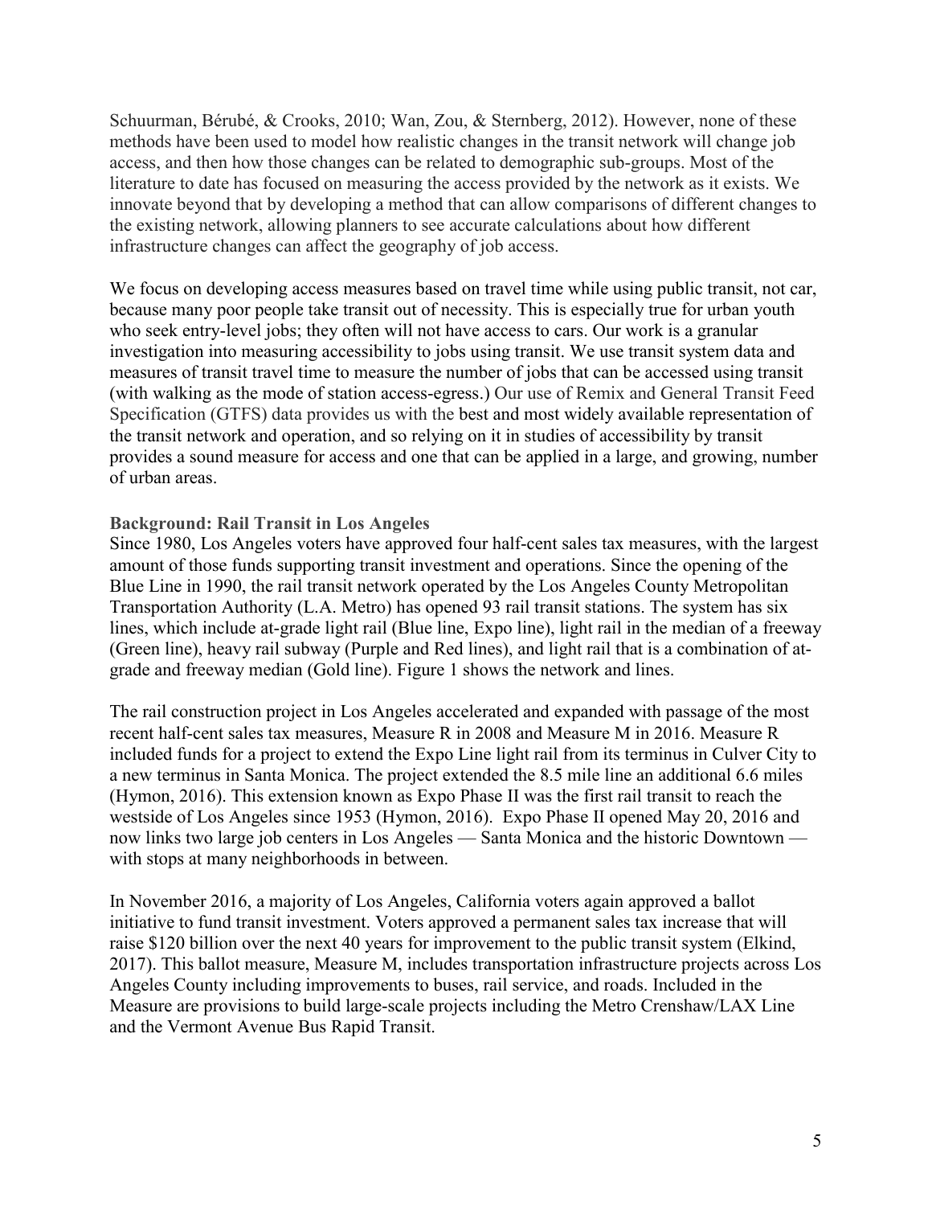Schuurman, Bérubé, & Crooks, 2010; Wan, Zou, & Sternberg, 2012). However, none of these methods have been used to model how realistic changes in the transit network will change job access, and then how those changes can be related to demographic sub-groups. Most of the literature to date has focused on measuring the access provided by the network as it exists. We innovate beyond that by developing a method that can allow comparisons of different changes to the existing network, allowing planners to see accurate calculations about how different infrastructure changes can affect the geography of job access.

We focus on developing access measures based on travel time while using public transit, not car, because many poor people take transit out of necessity. This is especially true for urban youth who seek entry-level jobs; they often will not have access to cars. Our work is a granular investigation into measuring accessibility to jobs using transit. We use transit system data and measures of transit travel time to measure the number of jobs that can be accessed using transit (with walking as the mode of station access-egress.) Our use of Remix and General Transit Feed Specification (GTFS) data provides us with the best and most widely available representation of the transit network and operation, and so relying on it in studies of accessibility by transit provides a sound measure for access and one that can be applied in a large, and growing, number of urban areas.

### Background: Rail Transit in Los Angeles

Since 1980, Los Angeles voters have approved four half-cent sales tax measures, with the largest amount of those funds supporting transit investment and operations. Since the opening of the Blue Line in 1990, the rail transit network operated by the Los Angeles County Metropolitan Transportation Authority (L.A. Metro) has opened 93 rail transit stations. The system has six lines, which include at-grade light rail (Blue line, Expo line), light rail in the median of a freeway (Green line), heavy rail subway (Purple and Red lines), and light rail that is a combination of at-grade and freeway median (Gold line). Figure 1 shows the network and lines.

The rail construction project in Los Angeles accelerated and expanded with passage of the most recent half-cent sales tax measures, Measure R in 2008 and Measure M in 2016. Measure R included funds for a project to extend the Expo Line light rail from its terminus in Culver City to a new terminus in Santa Monica. The project extended the 8.5 mile line an additional 6.6 miles (Hymon, 2016). This extension known as Expo Phase II was the first rail transit to reach the westside of Los Angeles since 1953 (Hymon, 2016). Expo Phase II opened May 20, 2016 and now links two large job centers in Los Angeles — Santa Monica and the historic Downtown — with stops at many neighborhoods in between.

In November 2016, a majority of Los Angeles, California voters again approved a ballot initiative to fund transit investment. Voters approved a permanent sales tax increase that will raise $120 billion over the next 40 years for improvement to the public transit system (Elkind, 2017). This ballot measure, Measure M, includes transportation infrastructure projects across Los Angeles County including improvements to buses, rail service, and roads. Included in the Measure are provisions to build large-scale projects including the Metro Crenshaw/LAX Line and the Vermont Avenue Bus Rapid Transit.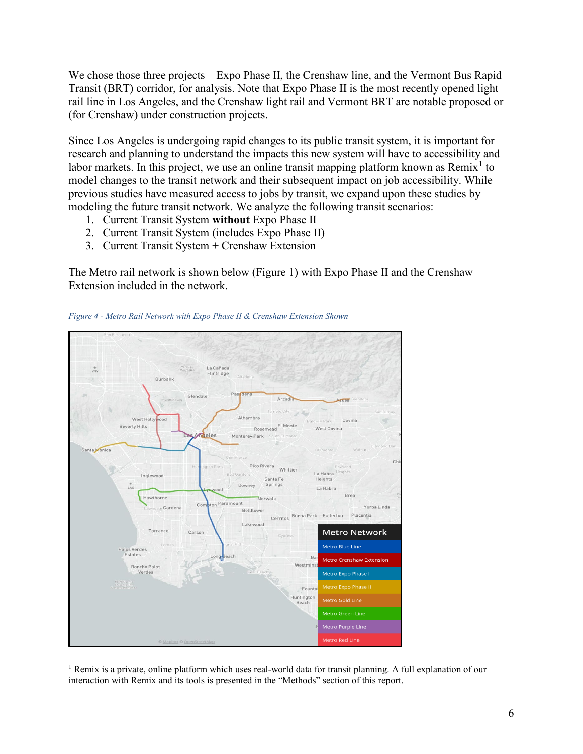We chose those three projects – Expo Phase II, the Crenshaw line, and the Vermont Bus Rapid Transit (BRT) corridor, for analysis. Note that Expo Phase II is the most recently opened light rail line in Los Angeles, and the Crenshaw light rail and Vermont BRT are notable proposed or (for Crenshaw) under construction projects.

Since Los Angeles is undergoing rapid changes to its public transit system, it is important for research and planning to understand the impacts this new system will have to accessibility and labor markets. In this project, we use an online transit mapping platform known as Remix[1] to model changes to the transit network and their subsequent impact on job accessibility. While previous studies have measured access to jobs by transit, we expand upon these studies by modeling the future transit network. We analyze the following transit scenarios:

1. Current Transit System **without** Expo Phase II
2. Current Transit System (includes Expo Phase II)
3. Current Transit System + Crenshaw Extension

The Metro rail network is shown below (Figure 1) with Expo Phase II and the Crenshaw Extension included in the network.

*Figure 4 - Metro Rail Network with Expo Phase II & Crenshaw Extension Shown*

[1] Remix is a private, online platform which uses real-world data for transit planning. A full explanation of our interaction with Remix and its tools is presented in the "Methods" section of this report.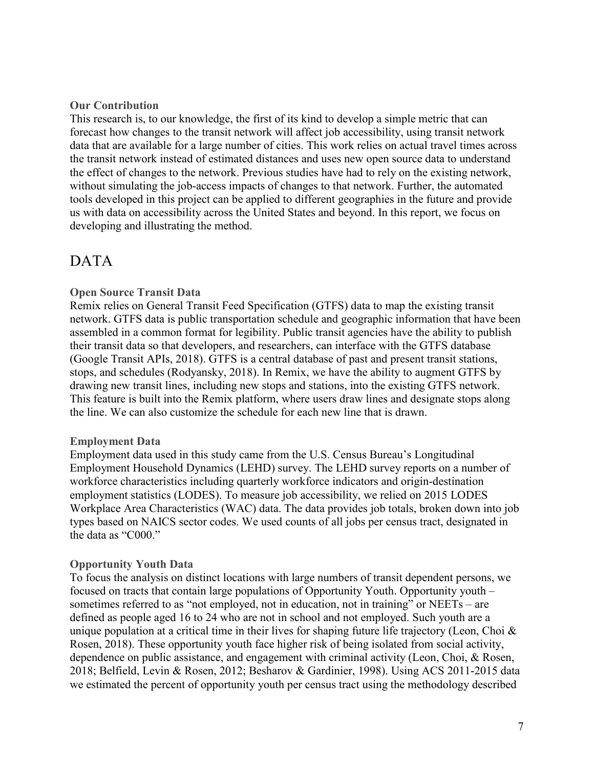### Our Contribution

This research is, to our knowledge, the first of its kind to develop a simple metric that can forecast how changes to the transit network will affect job accessibility, using transit network data that are available for a large number of cities. This work relies on actual travel times across the transit network instead of estimated distances and uses new open source data to understand the effect of changes to the network. Previous studies have had to rely on the existing network, without simulating the job-access impacts of changes to that network. Further, the automated tools developed in this project can be applied to different geographies in the future and provide us with data on accessibility across the United States and beyond. In this report, we focus on developing and illustrating the method.

## DATA

### Open Source Transit Data

Remix relies on General Transit Feed Specification (GTFS) data to map the existing transit network. GTFS data is public transportation schedule and geographic information that have been assembled in a common format for legibility. Public transit agencies have the ability to publish their transit data so that developers, and researchers, can interface with the GTFS database (Google Transit APIs, 2018). GTFS is a central database of past and present transit stations, stops, and schedules (Rodyansky, 2018). In Remix, we have the ability to augment GTFS by drawing new transit lines, including new stops and stations, into the existing GTFS network. This feature is built into the Remix platform, where users draw lines and designate stops along the line. We can also customize the schedule for each new line that is drawn.

### Employment Data

Employment data used in this study came from the U.S. Census Bureau's Longitudinal Employment Household Dynamics (LEHD) survey. The LEHD survey reports on a number of workforce characteristics including quarterly workforce indicators and origin-destination employment statistics (LODES). To measure job accessibility, we relied on 2015 LODES Workplace Area Characteristics (WAC) data. The data provides job totals, broken down into job types based on NAICS sector codes. We used counts of all jobs per census tract, designated in the data as "C000."

### Opportunity Youth Data

To focus the analysis on distinct locations with large numbers of transit dependent persons, we focused on tracts that contain large populations of Opportunity Youth. Opportunity youth – sometimes referred to as "not employed, not in education, not in training" or NEETs – are defined as people aged 16 to 24 who are not in school and not employed. Such youth are a unique population at a critical time in their lives for shaping future life trajectory (Leon, Choi & Rosen, 2018). These opportunity youth face higher risk of being isolated from social activity, dependence on public assistance, and engagement with criminal activity (Leon, Choi, & Rosen, 2018; Belfield, Levin & Rosen, 2012; Besharov & Gardinier, 1998). Using ACS 2011-2015 data we estimated the percent of opportunity youth per census tract using the methodology described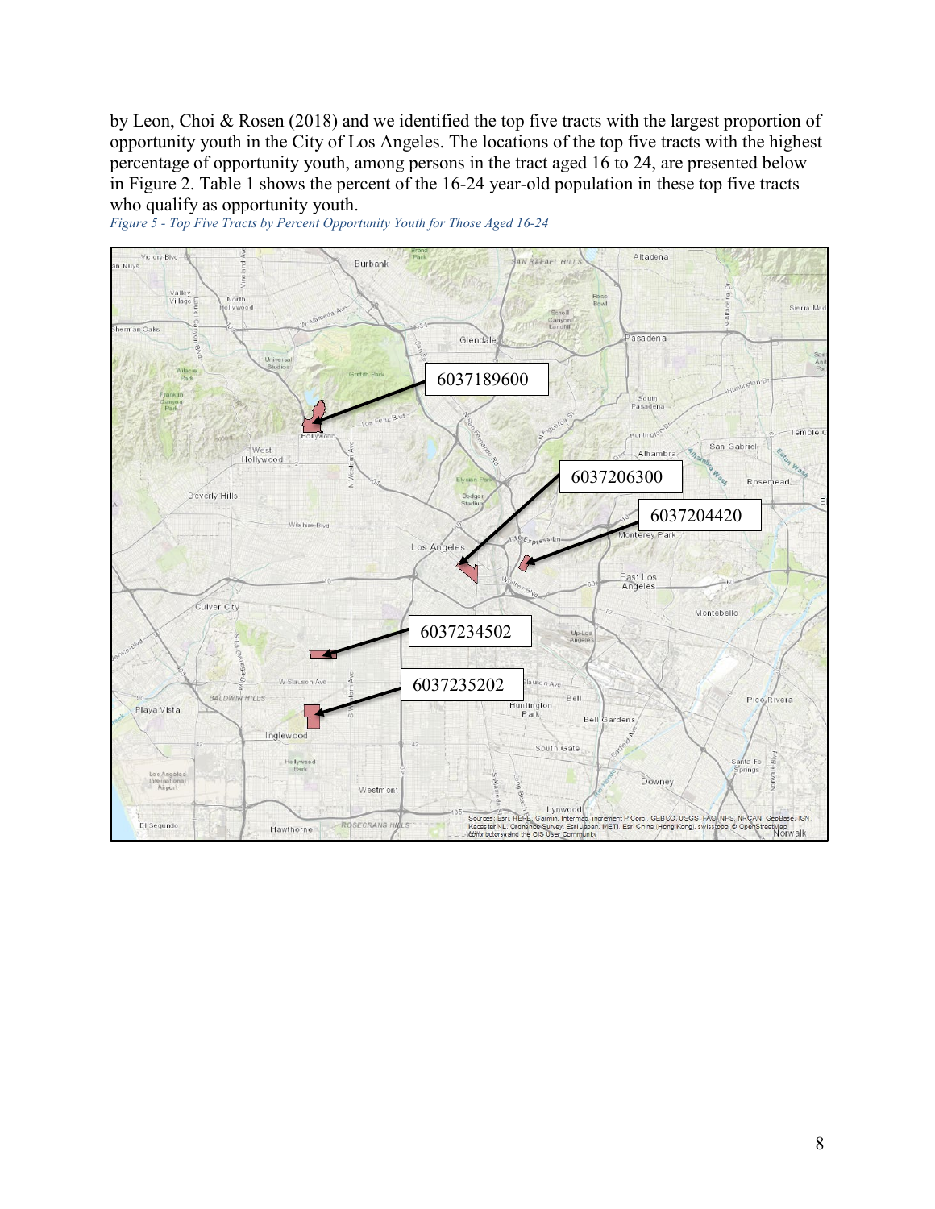by Leon, Choi & Rosen (2018) and we identified the top five tracts with the largest proportion of opportunity youth in the City of Los Angeles. The locations of the top five tracts with the highest percentage of opportunity youth, among persons in the tract aged 16 to 24, are presented below in Figure 2. Table 1 shows the percent of the 16-24 year-old population in these top five tracts who qualify as opportunity youth.

*Figure 5 - Top Five Tracts by Percent Opportunity Youth for Those Aged 16-24*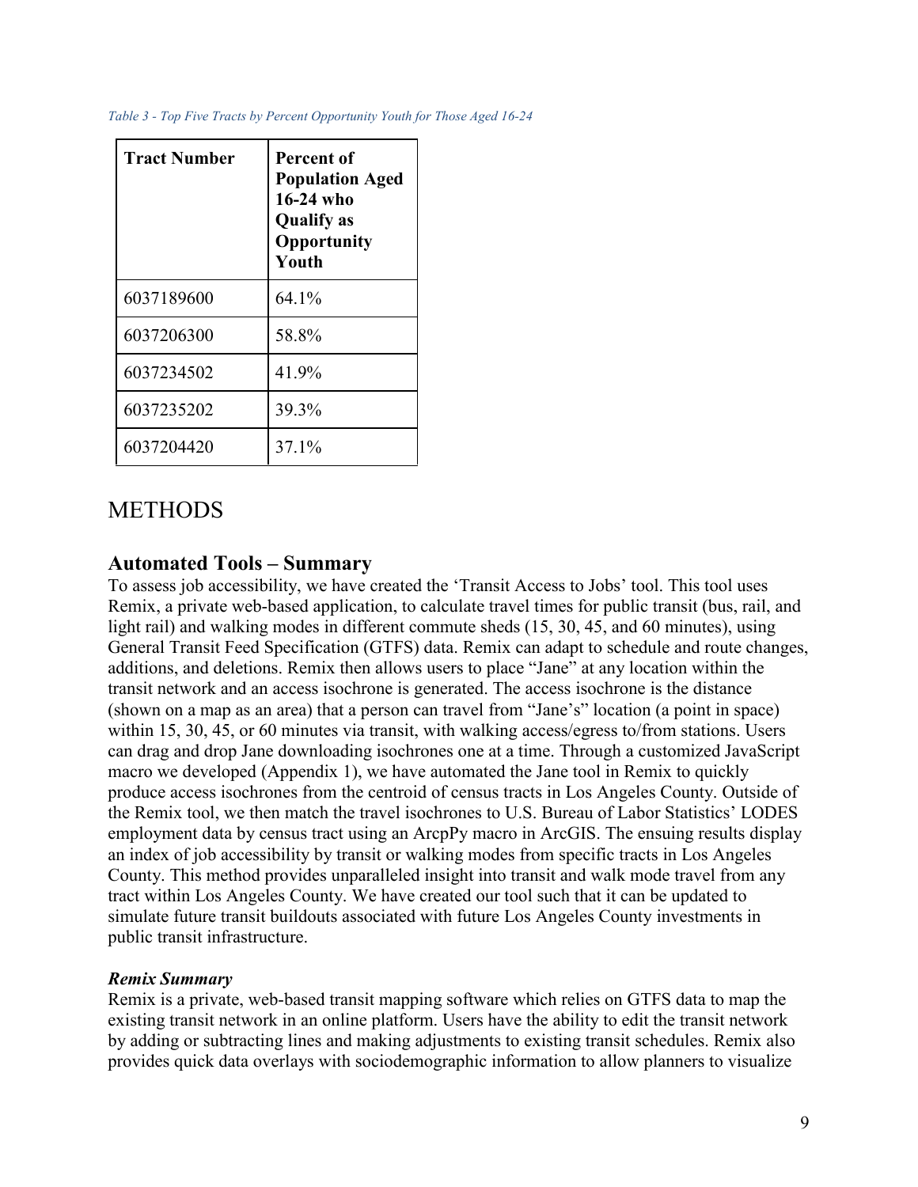*Table 3 - Top Five Tracts by Percent Opportunity Youth for Those Aged 16-24*

| Tract Number | Percent of Population Aged 16-24 who Qualify as Opportunity Youth |
|---|---|
| 6037189600 | 64.1% |
| 6037206300 | 58.8% |
| 6037234502 | 41.9% |
| 6037235202 | 39.3% |
| 6037204420 | 37.1% |

# METHODS

## Automated Tools – Summary

To assess job accessibility, we have created the 'Transit Access to Jobs' tool. This tool uses Remix, a private web-based application, to calculate travel times for public transit (bus, rail, and light rail) and walking modes in different commute sheds (15, 30, 45, and 60 minutes), using General Transit Feed Specification (GTFS) data. Remix can adapt to schedule and route changes, additions, and deletions. Remix then allows users to place "Jane" at any location within the transit network and an access isochrone is generated. The access isochrone is the distance (shown on a map as an area) that a person can travel from "Jane's" location (a point in space) within 15, 30, 45, or 60 minutes via transit, with walking access/egress to/from stations. Users can drag and drop Jane downloading isochrones one at a time. Through a customized JavaScript macro we developed (Appendix 1), we have automated the Jane tool in Remix to quickly produce access isochrones from the centroid of census tracts in Los Angeles County. Outside of the Remix tool, we then match the travel isochrones to U.S. Bureau of Labor Statistics' LODES employment data by census tract using an ArcpPy macro in ArcGIS. The ensuing results display an index of job accessibility by transit or walking modes from specific tracts in Los Angeles County. This method provides unparalleled insight into transit and walk mode travel from any tract within Los Angeles County. We have created our tool such that it can be updated to simulate future transit buildouts associated with future Los Angeles County investments in public transit infrastructure.

### *Remix Summary*

Remix is a private, web-based transit mapping software which relies on GTFS data to map the existing transit network in an online platform. Users have the ability to edit the transit network by adding or subtracting lines and making adjustments to existing transit schedules. Remix also provides quick data overlays with sociodemographic information to allow planners to visualize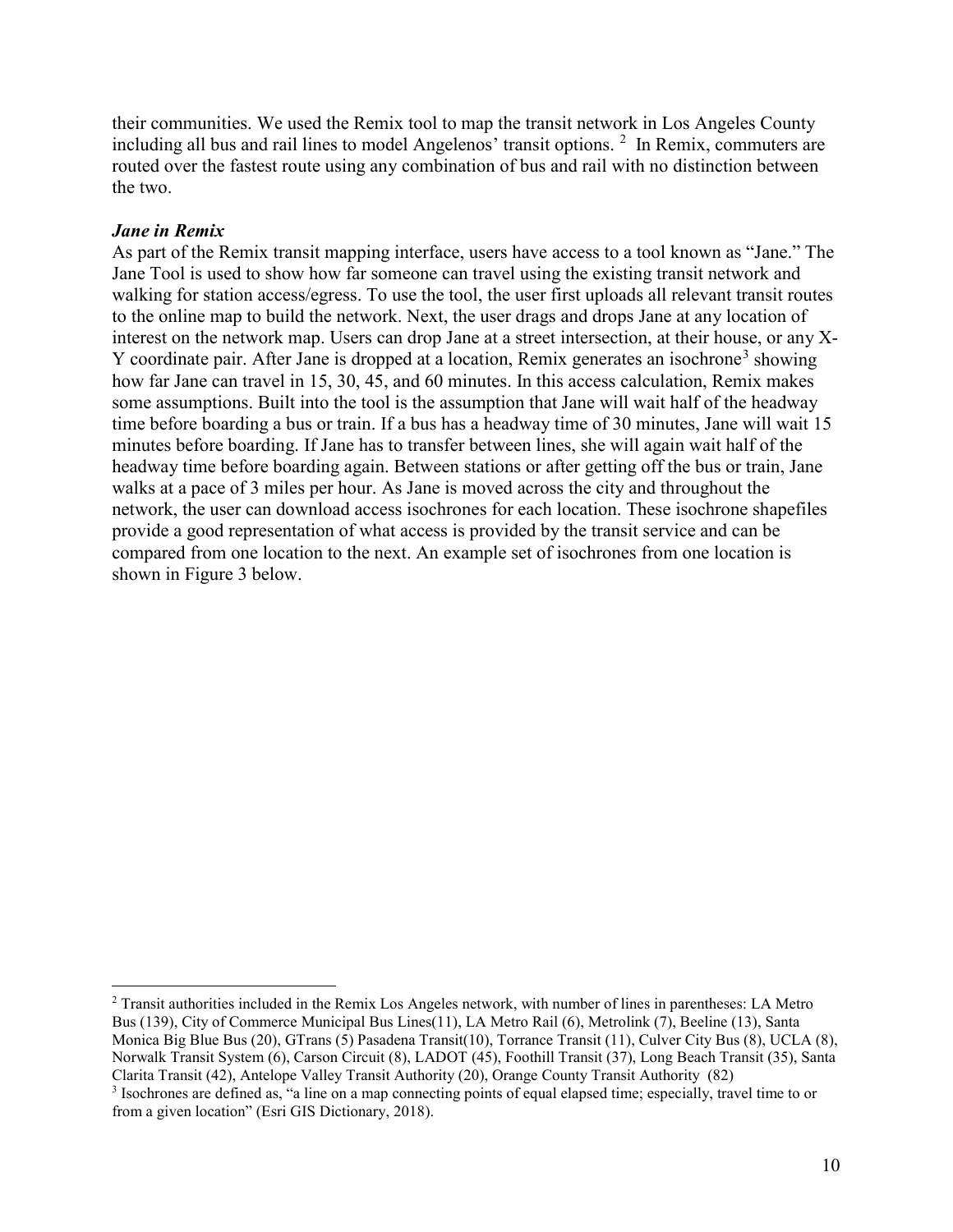their communities. We used the Remix tool to map the transit network in Los Angeles County including all bus and rail lines to model Angelenos' transit options. [2] In Remix, commuters are routed over the fastest route using any combination of bus and rail with no distinction between the two.

***Jane in Remix***

As part of the Remix transit mapping interface, users have access to a tool known as "Jane." The Jane Tool is used to show how far someone can travel using the existing transit network and walking for station access/egress. To use the tool, the user first uploads all relevant transit routes to the online map to build the network. Next, the user drags and drops Jane at any location of interest on the network map. Users can drop Jane at a street intersection, at their house, or any X-Y coordinate pair. After Jane is dropped at a location, Remix generates an isochrone[3] showing how far Jane can travel in 15, 30, 45, and 60 minutes. In this access calculation, Remix makes some assumptions. Built into the tool is the assumption that Jane will wait half of the headway time before boarding a bus or train. If a bus has a headway time of 30 minutes, Jane will wait 15 minutes before boarding. If Jane has to transfer between lines, she will again wait half of the headway time before boarding again. Between stations or after getting off the bus or train, Jane walks at a pace of 3 miles per hour. As Jane is moved across the city and throughout the network, the user can download access isochrones for each location. These isochrone shapefiles provide a good representation of what access is provided by the transit service and can be compared from one location to the next. An example set of isochrones from one location is shown in Figure 3 below.

---

[2] Transit authorities included in the Remix Los Angeles network, with number of lines in parentheses: LA Metro Bus (139), City of Commerce Municipal Bus Lines(11), LA Metro Rail (6), Metrolink (7), Beeline (13), Santa Monica Big Blue Bus (20), GTrans (5) Pasadena Transit(10), Torrance Transit (11), Culver City Bus (8), UCLA (8), Norwalk Transit System (6), Carson Circuit (8), LADOT (45), Foothill Transit (37), Long Beach Transit (35), Santa Clarita Transit (42), Antelope Valley Transit Authority (20), Orange County Transit Authority (82)

[3] Isochrones are defined as, "a line on a map connecting points of equal elapsed time; especially, travel time to or from a given location" (Esri GIS Dictionary, 2018).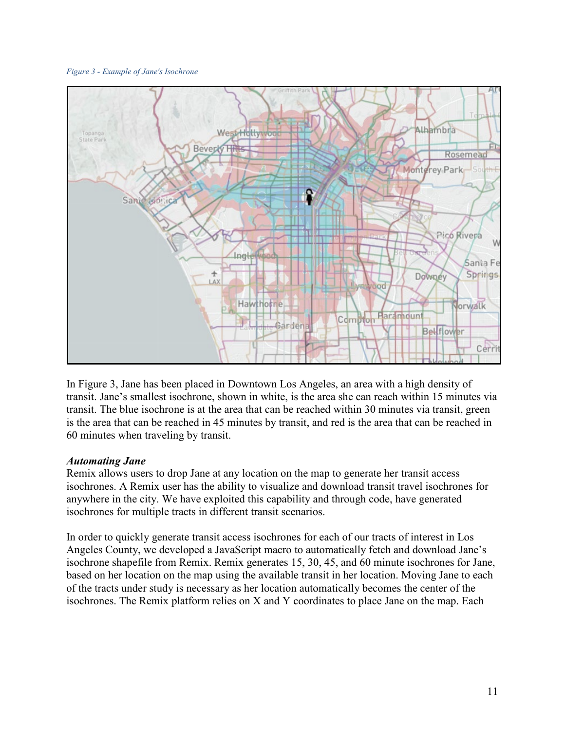*Figure 3 - Example of Jane's Isochrone*

In Figure 3, Jane has been placed in Downtown Los Angeles, an area with a high density of transit. Jane's smallest isochrone, shown in white, is the area she can reach within 15 minutes via transit. The blue isochrone is at the area that can be reached within 30 minutes via transit, green is the area that can be reached in 45 minutes by transit, and red is the area that can be reached in 60 minutes when traveling by transit.

***Automating Jane***

Remix allows users to drop Jane at any location on the map to generate her transit access isochrones. A Remix user has the ability to visualize and download transit travel isochrones for anywhere in the city. We have exploited this capability and through code, have generated isochrones for multiple tracts in different transit scenarios.

In order to quickly generate transit access isochrones for each of our tracts of interest in Los Angeles County, we developed a JavaScript macro to automatically fetch and download Jane's isochrone shapefile from Remix. Remix generates 15, 30, 45, and 60 minute isochrones for Jane, based on her location on the map using the available transit in her location. Moving Jane to each of the tracts under study is necessary as her location automatically becomes the center of the isochrones. The Remix platform relies on X and Y coordinates to place Jane on the map. Each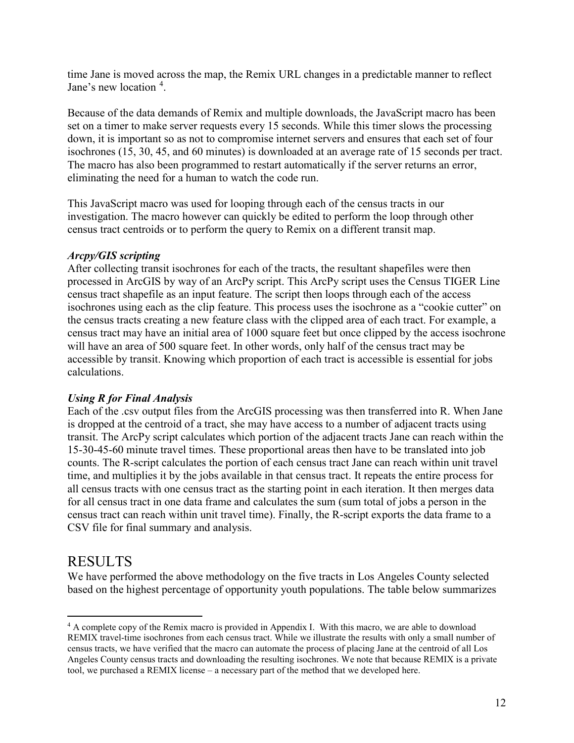time Jane is moved across the map, the Remix URL changes in a predictable manner to reflect Jane's new location [4].

Because of the data demands of Remix and multiple downloads, the JavaScript macro has been set on a timer to make server requests every 15 seconds. While this timer slows the processing down, it is important so as not to compromise internet servers and ensures that each set of four isochrones (15, 30, 45, and 60 minutes) is downloaded at an average rate of 15 seconds per tract. The macro has also been programmed to restart automatically if the server returns an error, eliminating the need for a human to watch the code run.

This JavaScript macro was used for looping through each of the census tracts in our investigation. The macro however can quickly be edited to perform the loop through other census tract centroids or to perform the query to Remix on a different transit map.

***Arcpy/GIS scripting***

After collecting transit isochrones for each of the tracts, the resultant shapefiles were then processed in ArcGIS by way of an ArcPy script. This ArcPy script uses the Census TIGER Line census tract shapefile as an input feature. The script then loops through each of the access isochrones using each as the clip feature. This process uses the isochrone as a "cookie cutter" on the census tracts creating a new feature class with the clipped area of each tract. For example, a census tract may have an initial area of 1000 square feet but once clipped by the access isochrone will have an area of 500 square feet. In other words, only half of the census tract may be accessible by transit. Knowing which proportion of each tract is accessible is essential for jobs calculations.

***Using R for Final Analysis***

Each of the .csv output files from the ArcGIS processing was then transferred into R. When Jane is dropped at the centroid of a tract, she may have access to a number of adjacent tracts using transit. The ArcPy script calculates which portion of the adjacent tracts Jane can reach within the 15-30-45-60 minute travel times. These proportional areas then have to be translated into job counts. The R-script calculates the portion of each census tract Jane can reach within unit travel time, and multiplies it by the jobs available in that census tract. It repeats the entire process for all census tracts with one census tract as the starting point in each iteration. It then merges data for all census tract in one data frame and calculates the sum (sum total of jobs a person in the census tract can reach within unit travel time). Finally, the R-script exports the data frame to a CSV file for final summary and analysis.

# RESULTS

We have performed the above methodology on the five tracts in Los Angeles County selected based on the highest percentage of opportunity youth populations. The table below summarizes

---

[4] A complete copy of the Remix macro is provided in Appendix I. With this macro, we are able to download REMIX travel-time isochrones from each census tract. While we illustrate the results with only a small number of census tracts, we have verified that the macro can automate the process of placing Jane at the centroid of all Los Angeles County census tracts and downloading the resulting isochrones. We note that because REMIX is a private tool, we purchased a REMIX license – a necessary part of the method that we developed here.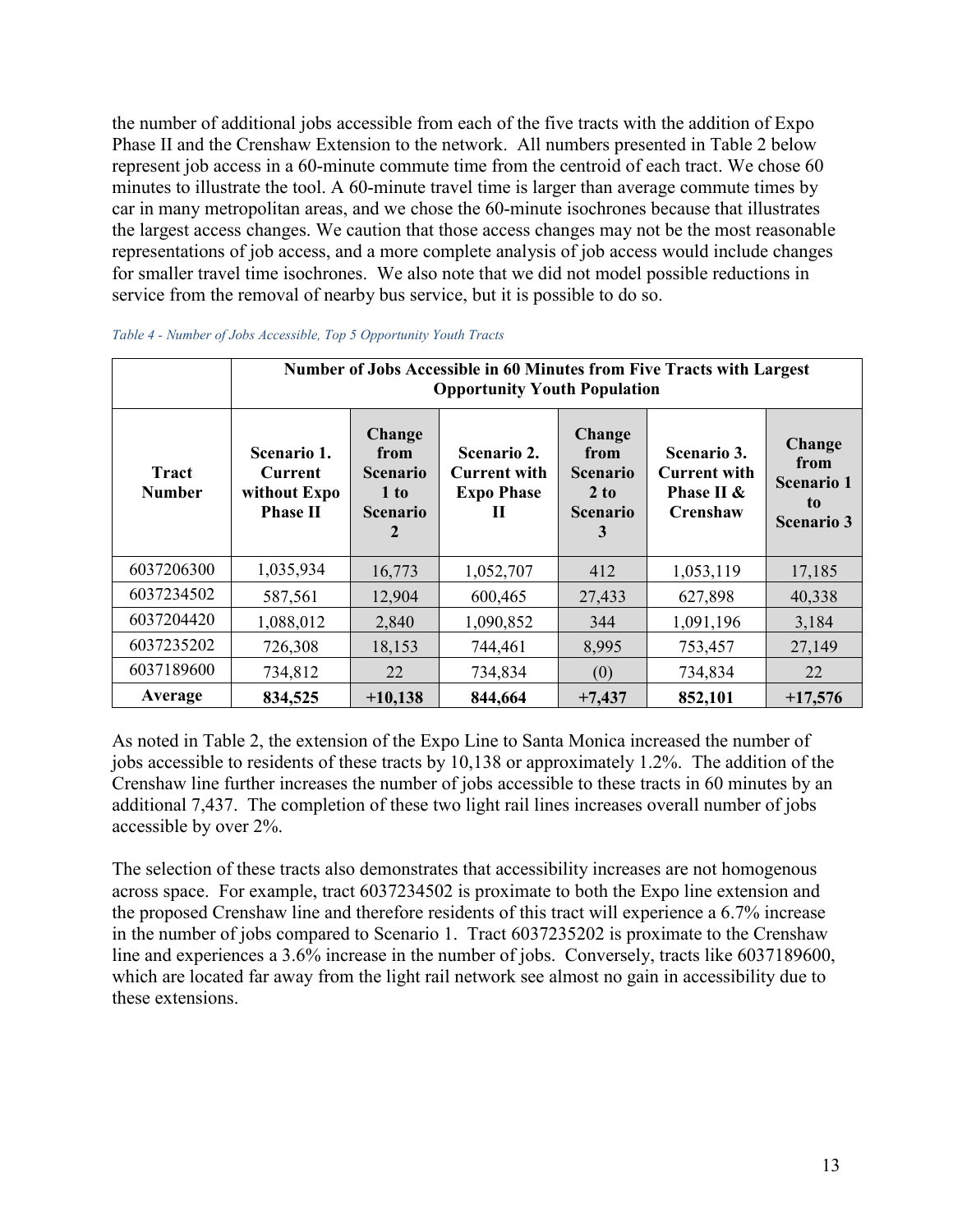the number of additional jobs accessible from each of the five tracts with the addition of Expo Phase II and the Crenshaw Extension to the network. All numbers presented in Table 2 below represent job access in a 60-minute commute time from the centroid of each tract. We chose 60 minutes to illustrate the tool. A 60-minute travel time is larger than average commute times by car in many metropolitan areas, and we chose the 60-minute isochrones because that illustrates the largest access changes. We caution that those access changes may not be the most reasonable representations of job access, and a more complete analysis of job access would include changes for smaller travel time isochrones. We also note that we did not model possible reductions in service from the removal of nearby bus service, but it is possible to do so.

*Table 4 - Number of Jobs Accessible, Top 5 Opportunity Youth Tracts*

| | **Number of Jobs Accessible in 60 Minutes from Five Tracts with Largest Opportunity Youth Population** | | | | | |
|---|---|---|---|---|---|---|
| **Tract Number** | **Scenario 1. Current without Expo Phase II** | **Change from Scenario 1 to Scenario 2** | **Scenario 2. Current with Expo Phase II** | **Change from Scenario 2 to Scenario 3** | **Scenario 3. Current with Phase II & Crenshaw** | **Change from Scenario 1 to Scenario 3** |
| 6037206300 | 1,035,934 | 16,773 | 1,052,707 | 412 | 1,053,119 | 17,185 |
| 6037234502 | 587,561 | 12,904 | 600,465 | 27,433 | 627,898 | 40,338 |
| 6037204420 | 1,088,012 | 2,840 | 1,090,852 | 344 | 1,091,196 | 3,184 |
| 6037235202 | 726,308 | 18,153 | 744,461 | 8,995 | 753,457 | 27,149 |
| 6037189600 | 734,812 | 22 | 734,834 | (0) | 734,834 | 22 |
| **Average** | **834,525** | **+10,138** | **844,664** | **+7,437** | **852,101** | **+17,576** |

As noted in Table 2, the extension of the Expo Line to Santa Monica increased the number of jobs accessible to residents of these tracts by 10,138 or approximately 1.2%. The addition of the Crenshaw line further increases the number of jobs accessible to these tracts in 60 minutes by an additional 7,437. The completion of these two light rail lines increases overall number of jobs accessible by over 2%.

The selection of these tracts also demonstrates that accessibility increases are not homogenous across space. For example, tract 6037234502 is proximate to both the Expo line extension and the proposed Crenshaw line and therefore residents of this tract will experience a 6.7% increase in the number of jobs compared to Scenario 1. Tract 6037235202 is proximate to the Crenshaw line and experiences a 3.6% increase in the number of jobs. Conversely, tracts like 6037189600, which are located far away from the light rail network see almost no gain in accessibility due to these extensions.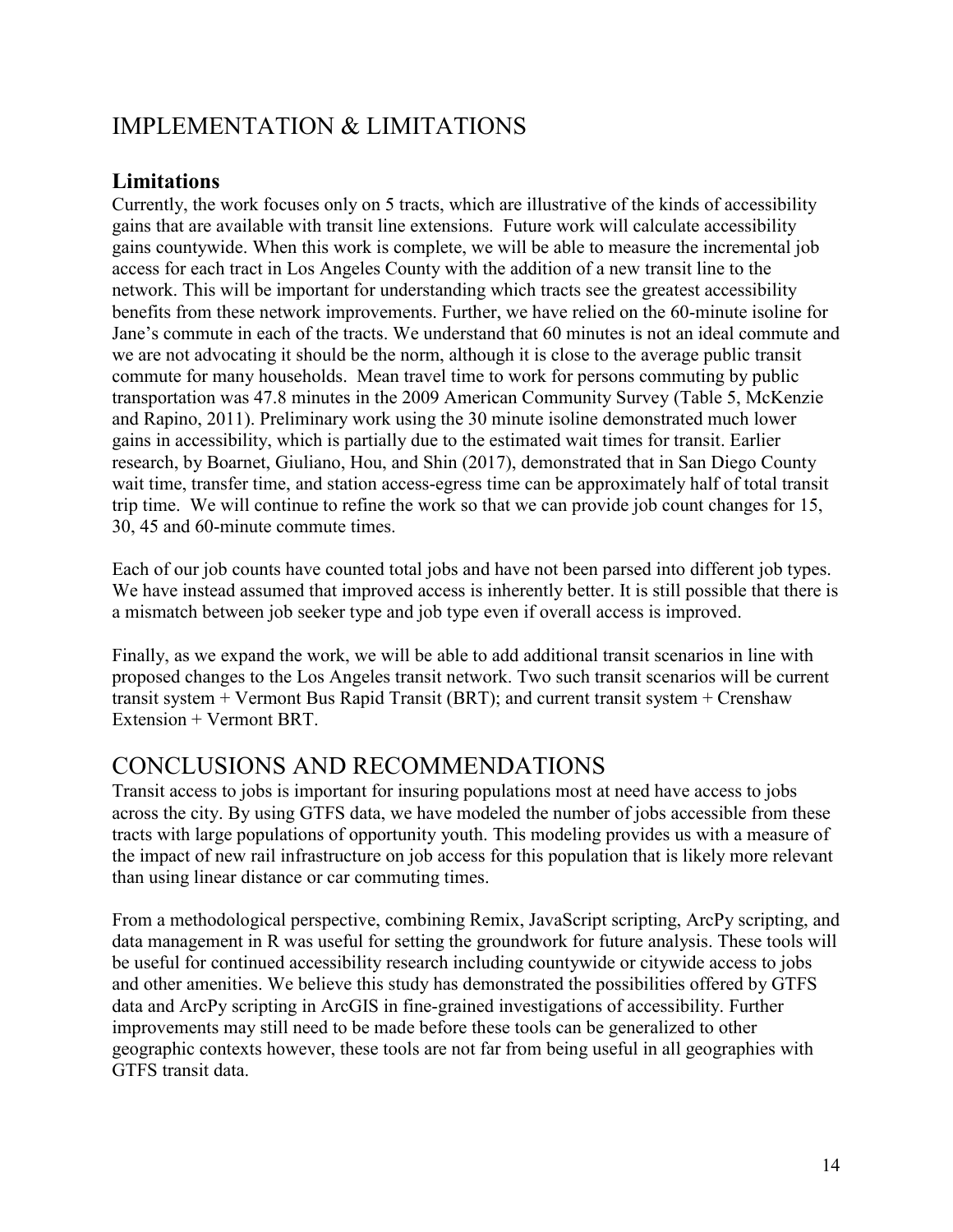# IMPLEMENTATION & LIMITATIONS

## Limitations

Currently, the work focuses only on 5 tracts, which are illustrative of the kinds of accessibility gains that are available with transit line extensions. Future work will calculate accessibility gains countywide. When this work is complete, we will be able to measure the incremental job access for each tract in Los Angeles County with the addition of a new transit line to the network. This will be important for understanding which tracts see the greatest accessibility benefits from these network improvements. Further, we have relied on the 60-minute isoline for Jane's commute in each of the tracts. We understand that 60 minutes is not an ideal commute and we are not advocating it should be the norm, although it is close to the average public transit commute for many households. Mean travel time to work for persons commuting by public transportation was 47.8 minutes in the 2009 American Community Survey (Table 5, McKenzie and Rapino, 2011). Preliminary work using the 30 minute isoline demonstrated much lower gains in accessibility, which is partially due to the estimated wait times for transit. Earlier research, by Boarnet, Giuliano, Hou, and Shin (2017), demonstrated that in San Diego County wait time, transfer time, and station access-egress time can be approximately half of total transit trip time. We will continue to refine the work so that we can provide job count changes for 15, 30, 45 and 60-minute commute times.

Each of our job counts have counted total jobs and have not been parsed into different job types. We have instead assumed that improved access is inherently better. It is still possible that there is a mismatch between job seeker type and job type even if overall access is improved.

Finally, as we expand the work, we will be able to add additional transit scenarios in line with proposed changes to the Los Angeles transit network. Two such transit scenarios will be current transit system + Vermont Bus Rapid Transit (BRT); and current transit system + Crenshaw Extension + Vermont BRT.

# CONCLUSIONS AND RECOMMENDATIONS

Transit access to jobs is important for insuring populations most at need have access to jobs across the city. By using GTFS data, we have modeled the number of jobs accessible from these tracts with large populations of opportunity youth. This modeling provides us with a measure of the impact of new rail infrastructure on job access for this population that is likely more relevant than using linear distance or car commuting times.

From a methodological perspective, combining Remix, JavaScript scripting, ArcPy scripting, and data management in R was useful for setting the groundwork for future analysis. These tools will be useful for continued accessibility research including countywide or citywide access to jobs and other amenities. We believe this study has demonstrated the possibilities offered by GTFS data and ArcPy scripting in ArcGIS in fine-grained investigations of accessibility. Further improvements may still need to be made before these tools can be generalized to other geographic contexts however, these tools are not far from being useful in all geographies with GTFS transit data.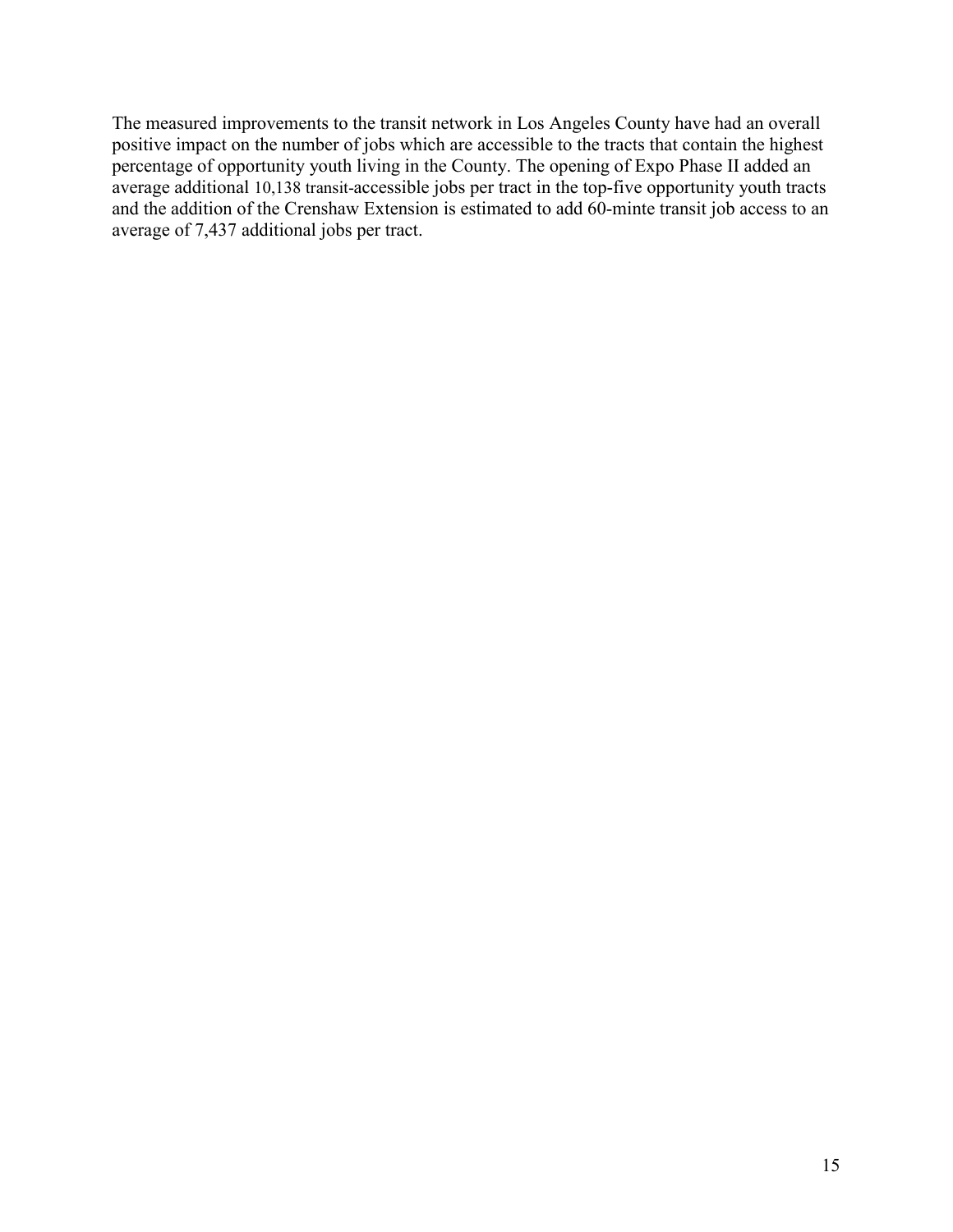The measured improvements to the transit network in Los Angeles County have had an overall positive impact on the number of jobs which are accessible to the tracts that contain the highest percentage of opportunity youth living in the County. The opening of Expo Phase II added an average additional 10,138 transit-accessible jobs per tract in the top-five opportunity youth tracts and the addition of the Crenshaw Extension is estimated to add 60-minte transit job access to an average of 7,437 additional jobs per tract.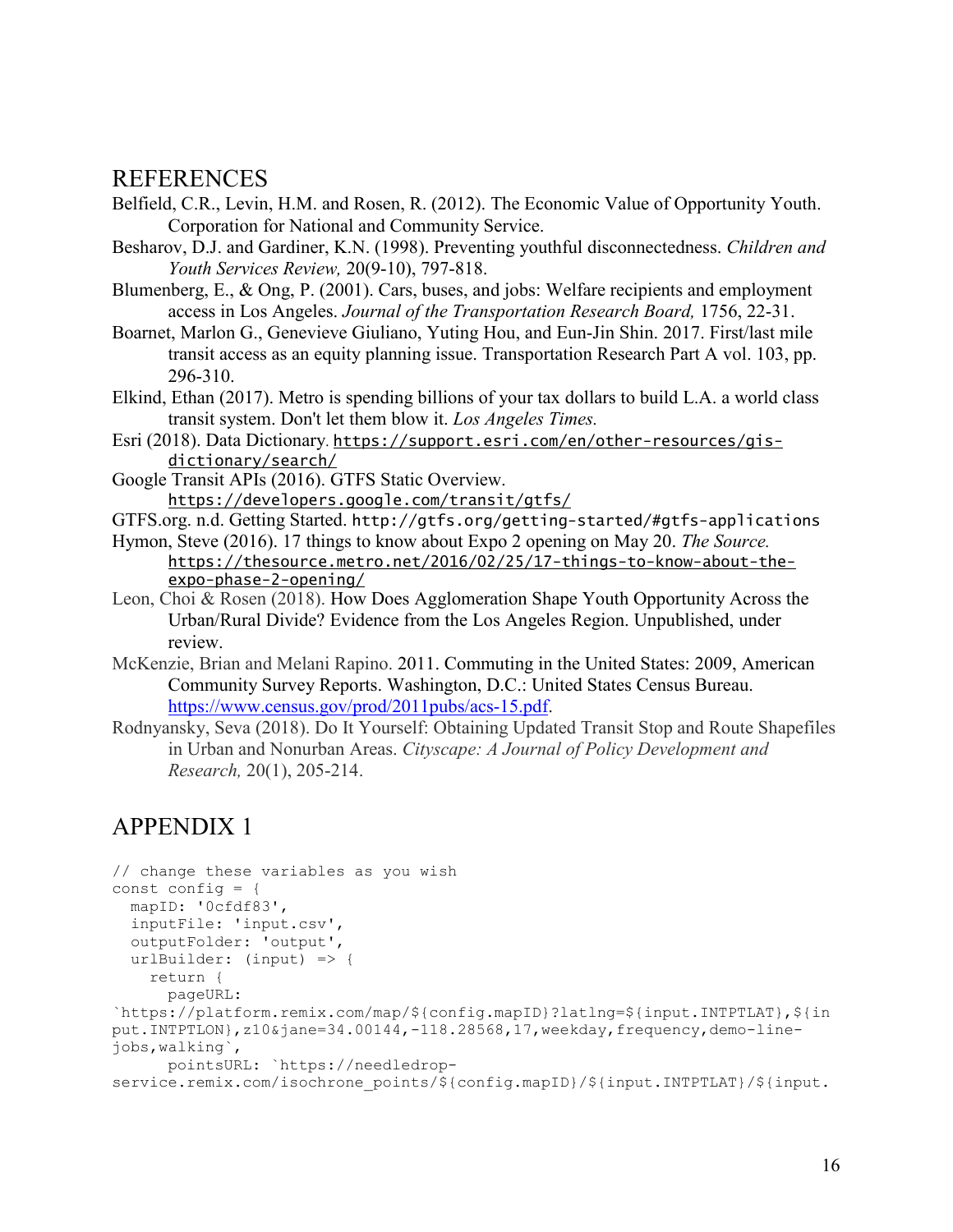## REFERENCES

Belfield, C.R., Levin, H.M. and Rosen, R. (2012). The Economic Value of Opportunity Youth. Corporation for National and Community Service.

Besharov, D.J. and Gardiner, K.N. (1998). Preventing youthful disconnectedness. *Children and Youth Services Review,* 20(9-10), 797-818.

Blumenberg, E., & Ong, P. (2001). Cars, buses, and jobs: Welfare recipients and employment access in Los Angeles. *Journal of the Transportation Research Board,* 1756, 22-31.

Boarnet, Marlon G., Genevieve Giuliano, Yuting Hou, and Eun-Jin Shin. 2017. First/last mile transit access as an equity planning issue. Transportation Research Part A vol. 103, pp. 296-310.

Elkind, Ethan (2017). Metro is spending billions of your tax dollars to build L.A. a world class transit system. Don't let them blow it. *Los Angeles Times.*

Esri (2018). Data Dictionary. https://support.esri.com/en/other-resources/gis-dictionary/search/

Google Transit APIs (2016). GTFS Static Overview. https://developers.google.com/transit/gtfs/

GTFS.org. n.d. Getting Started. http://gtfs.org/getting-started/#gtfs-applications

Hymon, Steve (2016). 17 things to know about Expo 2 opening on May 20. *The Source.* https://thesource.metro.net/2016/02/25/17-things-to-know-about-the-expo-phase-2-opening/

Leon, Choi & Rosen (2018). How Does Agglomeration Shape Youth Opportunity Across the Urban/Rural Divide? Evidence from the Los Angeles Region. Unpublished, under review.

McKenzie, Brian and Melani Rapino. 2011. Commuting in the United States: 2009, American Community Survey Reports. Washington, D.C.: United States Census Bureau. https://www.census.gov/prod/2011pubs/acs-15.pdf.

Rodnyansky, Seva (2018). Do It Yourself: Obtaining Updated Transit Stop and Route Shapefiles in Urban and Nonurban Areas. *Cityscape: A Journal of Policy Development and Research,* 20(1), 205-214.

## APPENDIX 1

```
// change these variables as you wish
const config = {
  mapID: '0cfdf83',
  inputFile: 'input.csv',
  outputFolder: 'output',
  urlBuilder: (input) => {
    return {
      pageURL:
`https://platform.remix.com/map/${config.mapID}?latlng=${input.INTPTLAT},${input.INTPTLON},z10&jane=34.00144,-118.28568,17,weekday,frequency,demo-line-jobs,walking`,
      pointsURL: `https://needledrop-service.remix.com/isochrone_points/${config.mapID}/${input.INTPTLAT}/${input.
```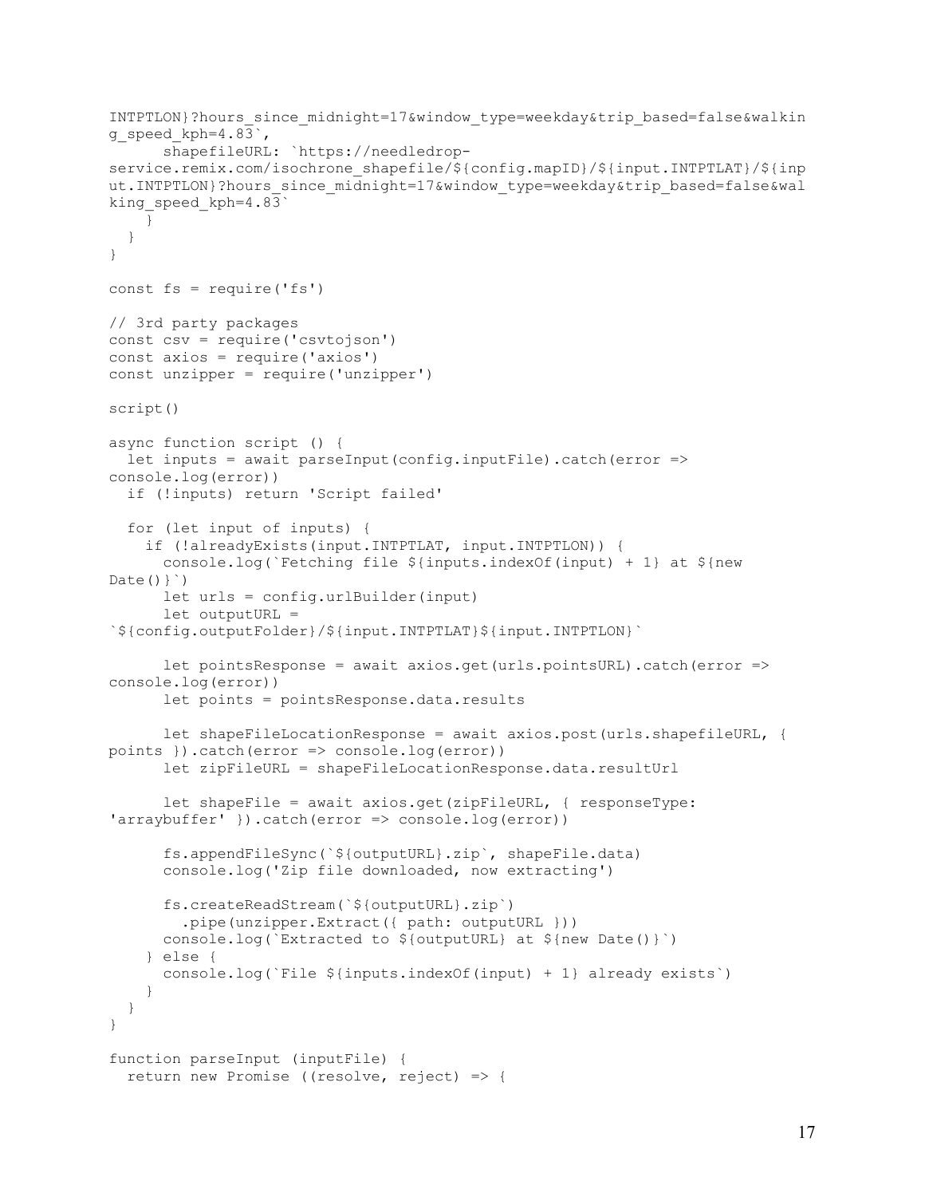```
INTPTLON}?hours_since_midnight=17&window_type=weekday&trip_based=false&walking_speed_kph=4.83`,
      shapefileURL: `https://needledrop-service.remix.com/isochrone_shapefile/${config.mapID}/${input.INTPTLAT}/${input.INTPTLON}?hours_since_midnight=17&window_type=weekday&trip_based=false&walking_speed_kph=4.83`
    }
  }
}

const fs = require('fs')

// 3rd party packages
const csv = require('csvtojson')
const axios = require('axios')
const unzipper = require('unzipper')

script()

async function script () {
  let inputs = await parseInput(config.inputFile).catch(error => console.log(error))
  if (!inputs) return 'Script failed'

  for (let input of inputs) {
    if (!alreadyExists(input.INTPTLAT, input.INTPTLON)) {
      console.log(`Fetching file ${inputs.indexOf(input) + 1} at ${new Date()}`)
      let urls = config.urlBuilder(input)
      let outputURL = `${config.outputFolder}/${input.INTPTLAT}${input.INTPTLON}`

      let pointsResponse = await axios.get(urls.pointsURL).catch(error => console.log(error))
      let points = pointsResponse.data.results

      let shapeFileLocationResponse = await axios.post(urls.shapefileURL, { points }).catch(error => console.log(error))
      let zipFileURL = shapeFileLocationResponse.data.resultUrl

      let shapeFile = await axios.get(zipFileURL, { responseType: 'arraybuffer' }).catch(error => console.log(error))

      fs.appendFileSync(`${outputURL}.zip`, shapeFile.data)
      console.log('Zip file downloaded, now extracting')

      fs.createReadStream(`${outputURL}.zip`)
        .pipe(unzipper.Extract({ path: outputURL }))
      console.log(`Extracted to ${outputURL} at ${new Date()}`)
    } else {
      console.log(`File ${inputs.indexOf(input) + 1} already exists`)
    }
  }
}

function parseInput (inputFile) {
  return new Promise ((resolve, reject) => {
```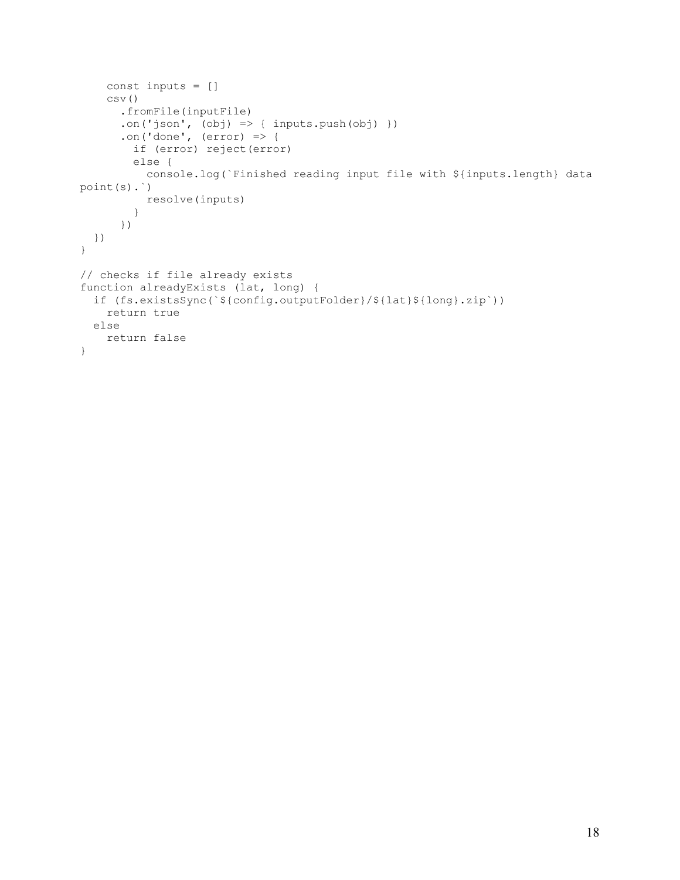```
    const inputs = []
    csv()
      .fromFile(inputFile)
      .on('json', (obj) => { inputs.push(obj) })
      .on('done', (error) => {
        if (error) reject(error)
        else {
          console.log(`Finished reading input file with ${inputs.length} data
point(s).`)
          resolve(inputs)
        }
      })
  })
}

// checks if file already exists
function alreadyExists (lat, long) {
  if (fs.existsSync(`${config.outputFolder}/${lat}${long}.zip`))
    return true
  else
    return false
}
```